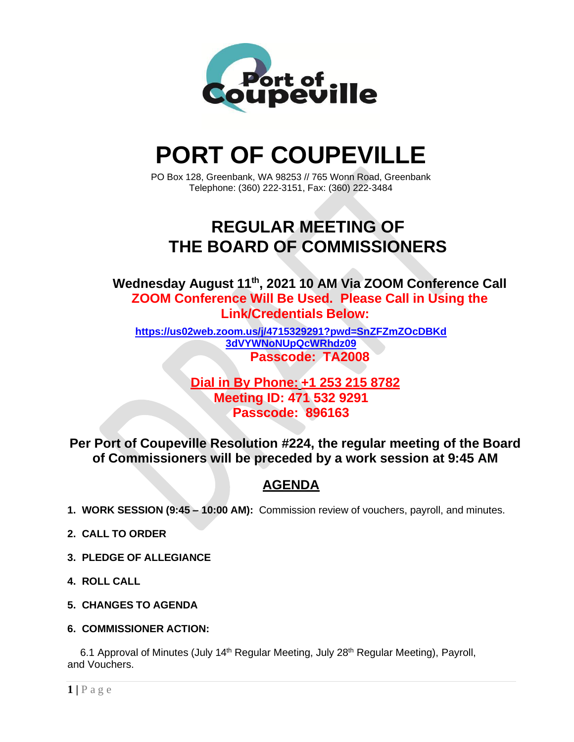# PORT OF COUPEVILLE

PO Box 128, Greenbank, WA 98253 // 765 Wonn Road, Greenbank
Telephone: (360) 222-3151, Fax: (360) 222-3484

## REGULAR MEETING OF THE BOARD OF COMMISSIONERS

**Wednesday August 11th, 2021 10 AM Via ZOOM Conference Call**

**ZOOM Conference Will Be Used. Please Call in Using the Link/Credentials Below:**

**https://us02web.zoom.us/j/4715329291?pwd=SnZFZmZOcDBKd3dVYWNoNUpQcWRhdz09**

**Passcode: TA2008**

**Dial in By Phone: +1 253 215 8782**
**Meeting ID: 471 532 9291**
**Passcode: 896163**

**Per Port of Coupeville Resolution #224, the regular meeting of the Board of Commissioners will be preceded by a work session at 9:45 AM**

## AGENDA

1. **WORK SESSION (9:45 – 10:00 AM):** Commission review of vouchers, payroll, and minutes.
2. **CALL TO ORDER**
3. **PLEDGE OF ALLEGIANCE**
4. **ROLL CALL**
5. **CHANGES TO AGENDA**
6. **COMMISSIONER ACTION:**

   6.1 Approval of Minutes (July 14th Regular Meeting, July 28th Regular Meeting), Payroll, and Vouchers.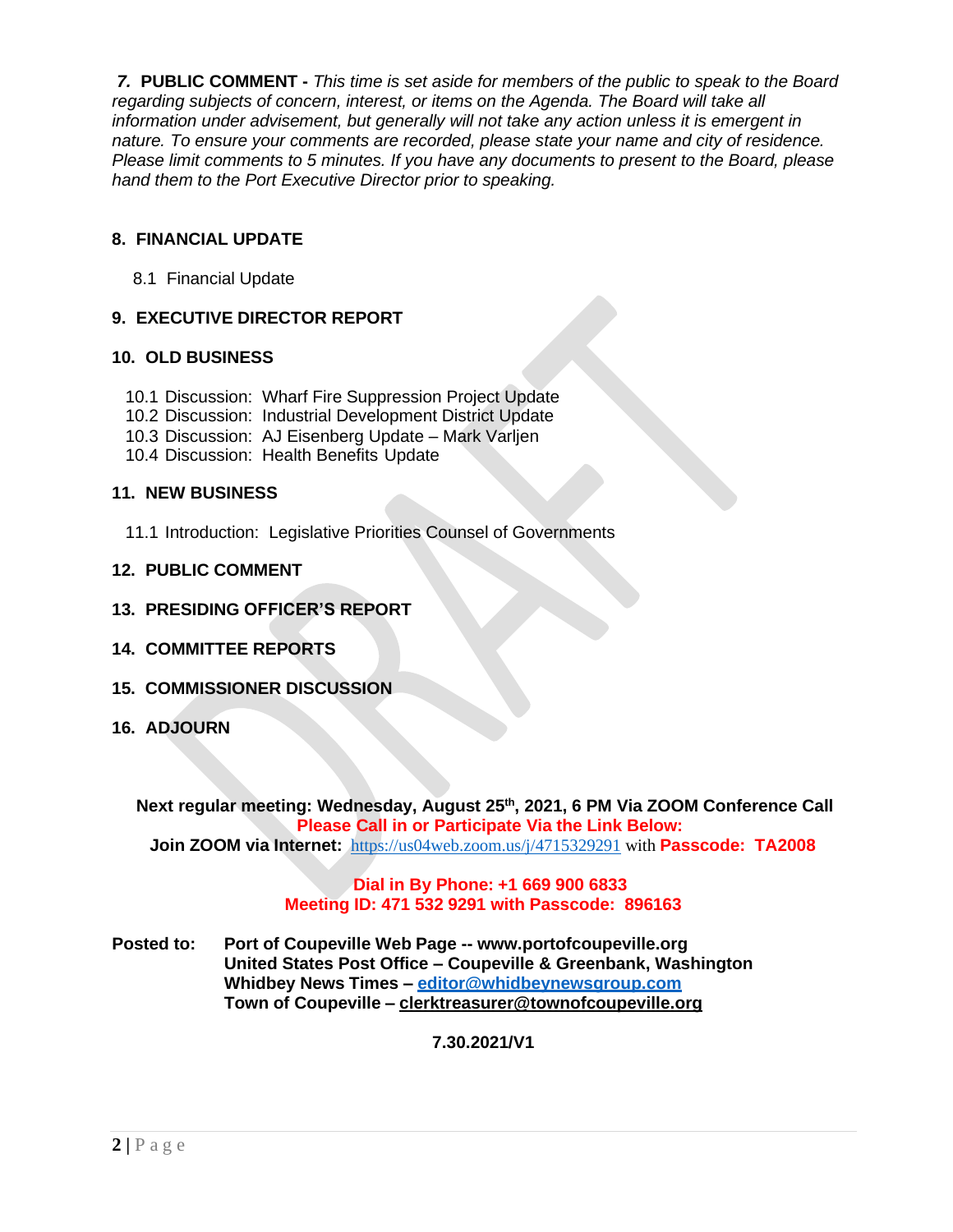***7.* PUBLIC COMMENT -** *This time is set aside for members of the public to speak to the Board regarding subjects of concern, interest, or items on the Agenda. The Board will take all information under advisement, but generally will not take any action unless it is emergent in nature. To ensure your comments are recorded, please state your name and city of residence. Please limit comments to 5 minutes. If you have any documents to present to the Board, please hand them to the Port Executive Director prior to speaking.*

**8. FINANCIAL UPDATE**

8.1 Financial Update

**9. EXECUTIVE DIRECTOR REPORT**

**10. OLD BUSINESS**

10.1 Discussion: Wharf Fire Suppression Project Update
10.2 Discussion: Industrial Development District Update
10.3 Discussion: AJ Eisenberg Update – Mark Varljen
10.4 Discussion: Health Benefits Update

**11. NEW BUSINESS**

11.1 Introduction: Legislative Priorities Counsel of Governments

**12. PUBLIC COMMENT**

**13. PRESIDING OFFICER'S REPORT**

**14. COMMITTEE REPORTS**

**15. COMMISSIONER DISCUSSION**

**16. ADJOURN**

**Next regular meeting: Wednesday, August 25th, 2021, 6 PM Via ZOOM Conference Call**
**Please Call in or Participate Via the Link Below:**
**Join ZOOM via Internet:** https://us04web.zoom.us/j/4715329291 with **Passcode: TA2008**

**Dial in By Phone: +1 669 900 6833**
**Meeting ID: 471 532 9291 with Passcode: 896163**

**Posted to:** **Port of Coupeville Web Page -- www.portofcoupeville.org**
**United States Post Office – Coupeville & Greenbank, Washington**
**Whidbey News Times – editor@whidbeynewsgroup.com**
**Town of Coupeville – clerktreasurer@townofcoupeville.org**

**7.30.2021/V1**